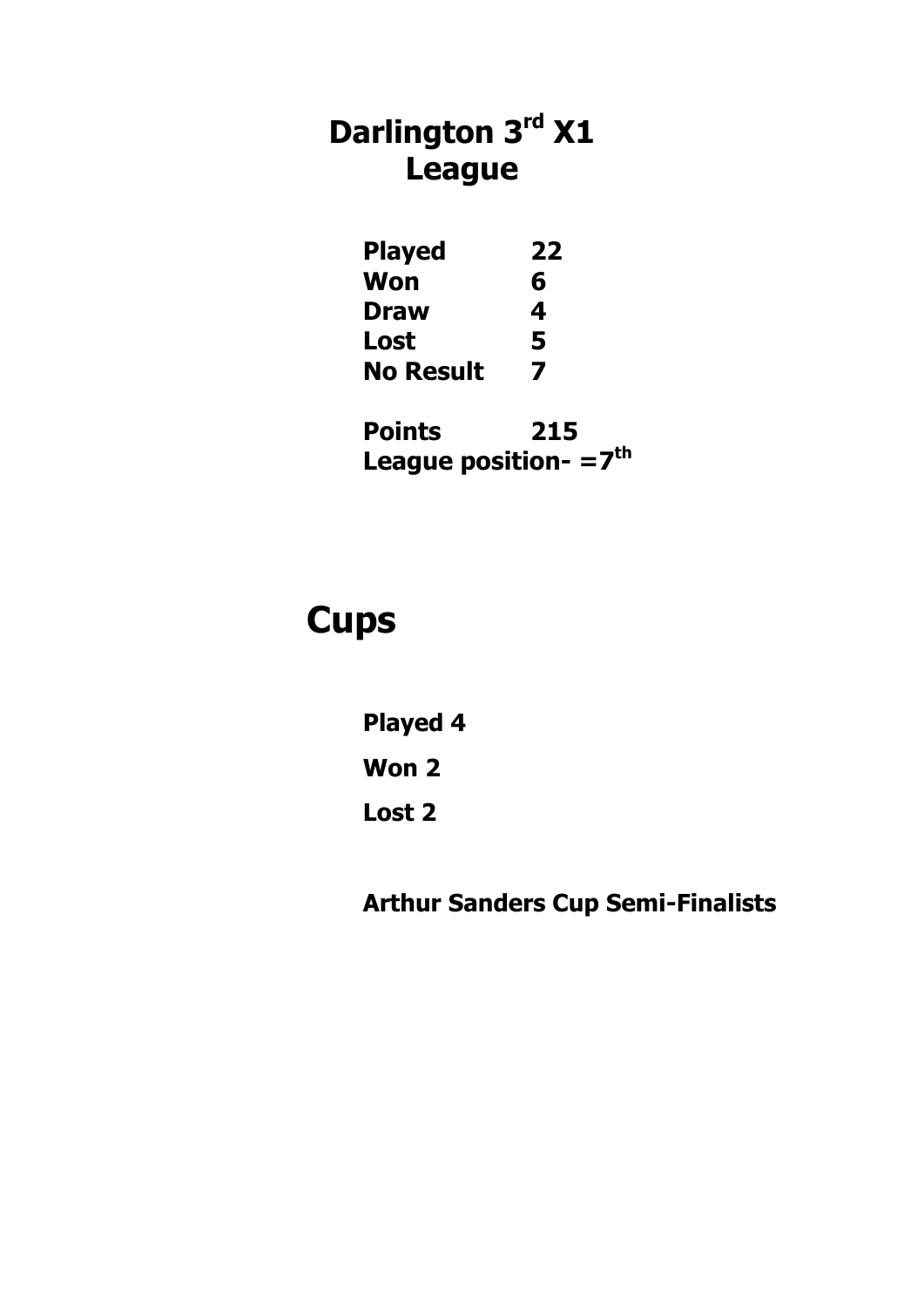# Darlington 3rd X1
## League

| | |
|---|---|
| **Played** | **22** |
| **Won** | **6** |
| **Draw** | **4** |
| **Lost** | **5** |
| **No Result** | **7** |

**Points 215**

**League position- =7th**

# Cups

**Played 4**

**Won 2**

**Lost 2**

**Arthur Sanders Cup Semi-Finalists**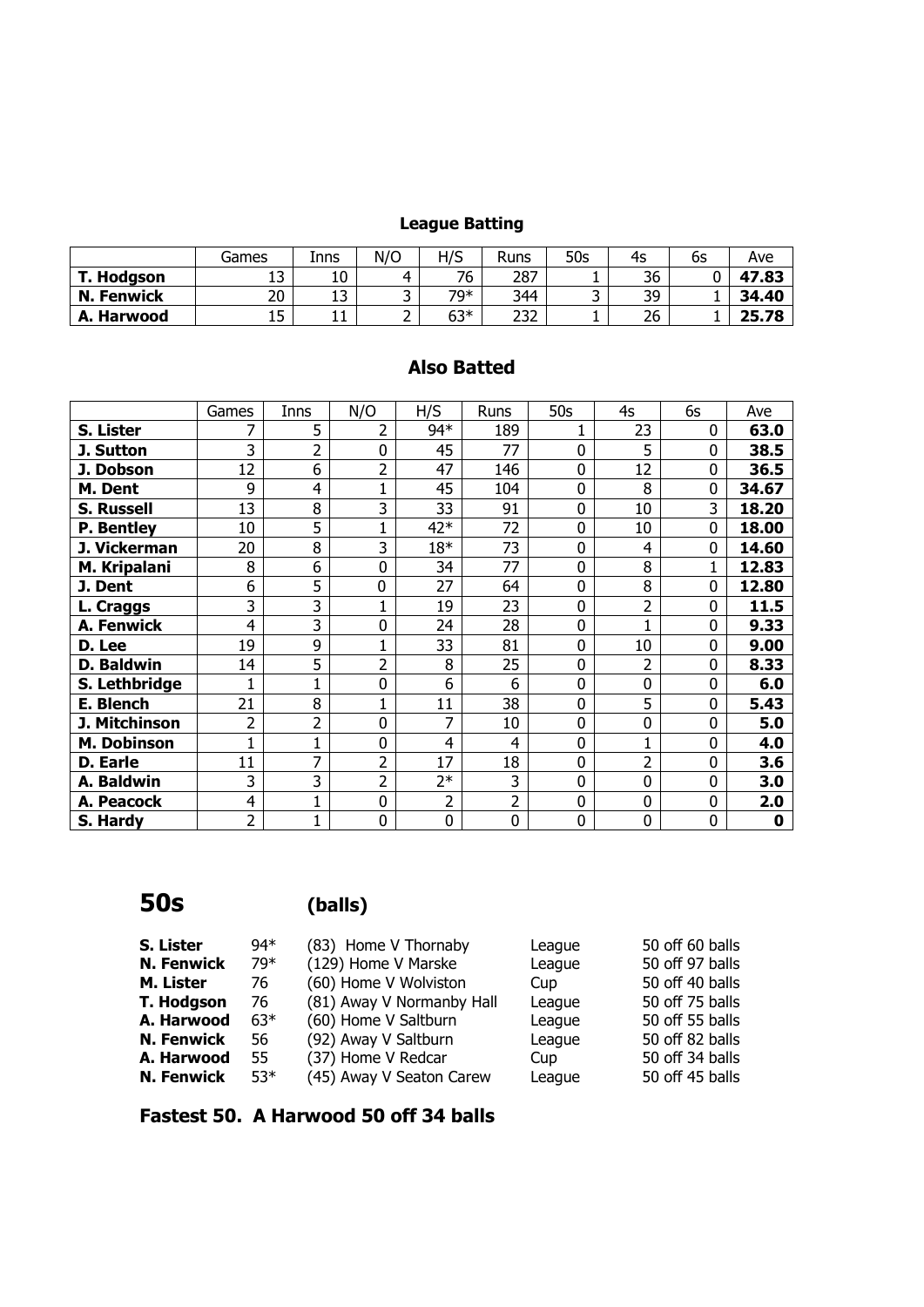## League Batting

| | Games | Inns | N/O | H/S | Runs | 50s | 4s | 6s | Ave |
|---|---|---|---|---|---|---|---|---|---|
| **T. Hodgson** | 13 | 10 | 4 | 76 | 287 | 1 | 36 | 0 | **47.83** |
| **N. Fenwick** | 20 | 13 | 3 | 79* | 344 | 3 | 39 | 1 | **34.40** |
| **A. Harwood** | 15 | 11 | 2 | 63* | 232 | 1 | 26 | 1 | **25.78** |

## Also Batted

| | Games | Inns | N/O | H/S | Runs | 50s | 4s | 6s | Ave |
|---|---|---|---|---|---|---|---|---|---|
| **S. Lister** | 7 | 5 | 2 | 94* | 189 | 1 | 23 | 0 | **63.0** |
| **J. Sutton** | 3 | 2 | 0 | 45 | 77 | 0 | 5 | 0 | **38.5** |
| **J. Dobson** | 12 | 6 | 2 | 47 | 146 | 0 | 12 | 0 | **36.5** |
| **M. Dent** | 9 | 4 | 1 | 45 | 104 | 0 | 8 | 0 | **34.67** |
| **S. Russell** | 13 | 8 | 3 | 33 | 91 | 0 | 10 | 3 | **18.20** |
| **P. Bentley** | 10 | 5 | 1 | 42* | 72 | 0 | 10 | 0 | **18.00** |
| **J. Vickerman** | 20 | 8 | 3 | 18* | 73 | 0 | 4 | 0 | **14.60** |
| **M. Kripalani** | 8 | 6 | 0 | 34 | 77 | 0 | 8 | 1 | **12.83** |
| **J. Dent** | 6 | 5 | 0 | 27 | 64 | 0 | 8 | 0 | **12.80** |
| **L. Craggs** | 3 | 3 | 1 | 19 | 23 | 0 | 2 | 0 | **11.5** |
| **A. Fenwick** | 4 | 3 | 0 | 24 | 28 | 0 | 1 | 0 | **9.33** |
| **D. Lee** | 19 | 9 | 1 | 33 | 81 | 0 | 10 | 0 | **9.00** |
| **D. Baldwin** | 14 | 5 | 2 | 8 | 25 | 0 | 2 | 0 | **8.33** |
| **S. Lethbridge** | 1 | 1 | 0 | 6 | 6 | 0 | 0 | 0 | **6.0** |
| **E. Blench** | 21 | 8 | 1 | 11 | 38 | 0 | 5 | 0 | **5.43** |
| **J. Mitchinson** | 2 | 2 | 0 | 7 | 10 | 0 | 0 | 0 | **5.0** |
| **M. Dobinson** | 1 | 1 | 0 | 4 | 4 | 0 | 1 | 0 | **4.0** |
| **D. Earle** | 11 | 7 | 2 | 17 | 18 | 0 | 2 | 0 | **3.6** |
| **A. Baldwin** | 3 | 3 | 2 | 2* | 3 | 0 | 0 | 0 | **3.0** |
| **A. Peacock** | 4 | 1 | 0 | 2 | 2 | 0 | 0 | 0 | **2.0** |
| **S. Hardy** | 2 | 1 | 0 | 0 | 0 | 0 | 0 | 0 | **0** |

# 50s (balls)

| | | | | |
|---|---|---|---|---|
| **S. Lister** | 94* | (83) Home V Thornaby | League | 50 off 60 balls |
| **N. Fenwick** | 79* | (129) Home V Marske | League | 50 off 97 balls |
| **M. Lister** | 76 | (60) Home V Wolviston | Cup | 50 off 40 balls |
| **T. Hodgson** | 76 | (81) Away V Normanby Hall | League | 50 off 75 balls |
| **A. Harwood** | 63* | (60) Home V Saltburn | League | 50 off 55 balls |
| **N. Fenwick** | 56 | (92) Away V Saltburn | League | 50 off 82 balls |
| **A. Harwood** | 55 | (37) Home V Redcar | Cup | 50 off 34 balls |
| **N. Fenwick** | 53* | (45) Away V Seaton Carew | League | 50 off 45 balls |

**Fastest 50. A Harwood 50 off 34 balls**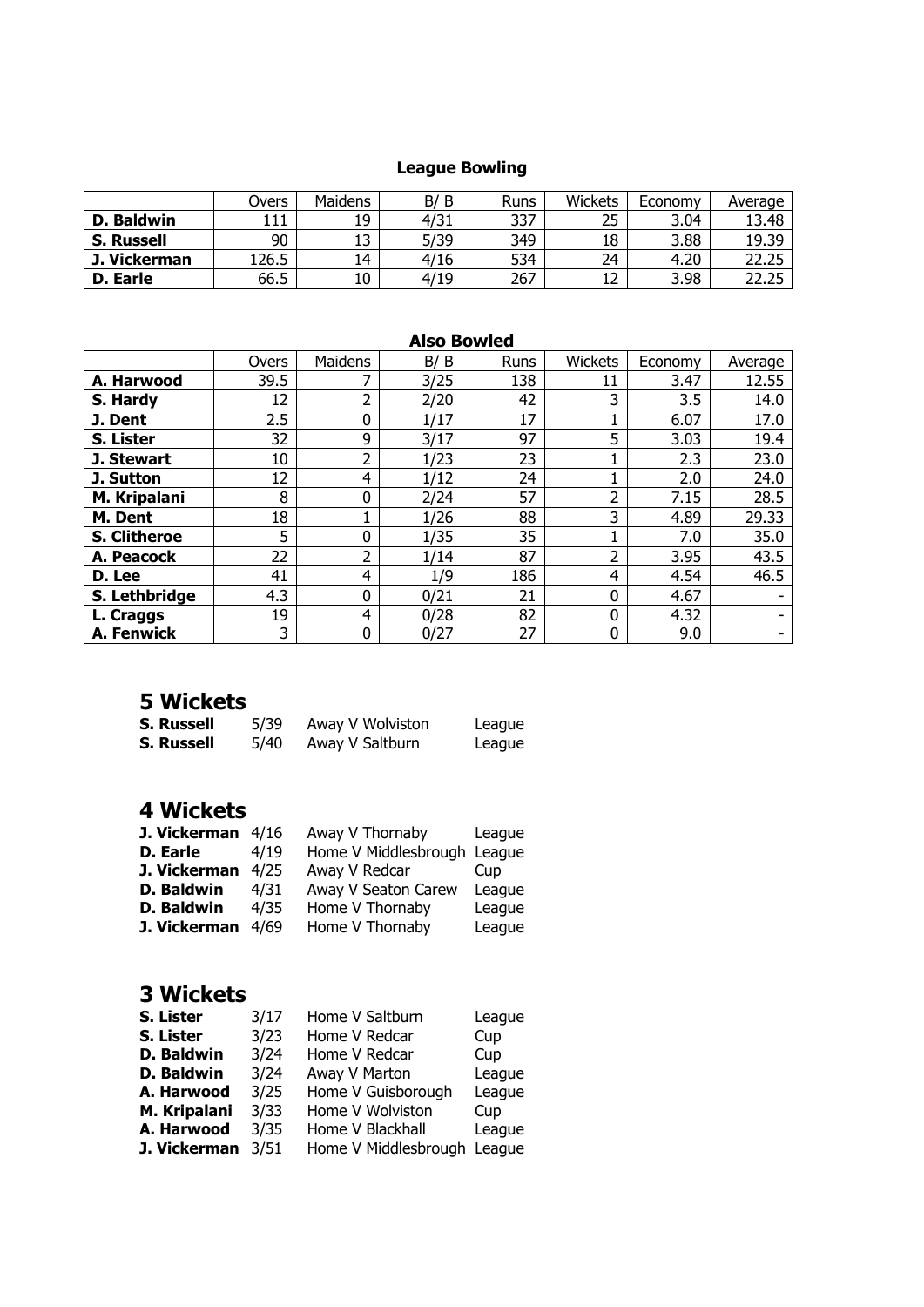## League Bowling

| | Overs | Maidens | B/ B | Runs | Wickets | Economy | Average |
|---|---|---|---|---|---|---|---|
| **D. Baldwin** | 111 | 19 | 4/31 | 337 | 25 | 3.04 | 13.48 |
| **S. Russell** | 90 | 13 | 5/39 | 349 | 18 | 3.88 | 19.39 |
| **J. Vickerman** | 126.5 | 14 | 4/16 | 534 | 24 | 4.20 | 22.25 |
| **D. Earle** | 66.5 | 10 | 4/19 | 267 | 12 | 3.98 | 22.25 |

## Also Bowled

| | Overs | Maidens | B/ B | Runs | Wickets | Economy | Average |
|---|---|---|---|---|---|---|---|
| **A. Harwood** | 39.5 | 7 | 3/25 | 138 | 11 | 3.47 | 12.55 |
| **S. Hardy** | 12 | 2 | 2/20 | 42 | 3 | 3.5 | 14.0 |
| **J. Dent** | 2.5 | 0 | 1/17 | 17 | 1 | 6.07 | 17.0 |
| **S. Lister** | 32 | 9 | 3/17 | 97 | 5 | 3.03 | 19.4 |
| **J. Stewart** | 10 | 2 | 1/23 | 23 | 1 | 2.3 | 23.0 |
| **J. Sutton** | 12 | 4 | 1/12 | 24 | 1 | 2.0 | 24.0 |
| **M. Kripalani** | 8 | 0 | 2/24 | 57 | 2 | 7.15 | 28.5 |
| **M. Dent** | 18 | 1 | 1/26 | 88 | 3 | 4.89 | 29.33 |
| **S. Clitheroe** | 5 | 0 | 1/35 | 35 | 1 | 7.0 | 35.0 |
| **A. Peacock** | 22 | 2 | 1/14 | 87 | 2 | 3.95 | 43.5 |
| **D. Lee** | 41 | 4 | 1/9 | 186 | 4 | 4.54 | 46.5 |
| **S. Lethbridge** | 4.3 | 0 | 0/21 | 21 | 0 | 4.67 | - |
| **L. Craggs** | 19 | 4 | 0/28 | 82 | 0 | 4.32 | - |
| **A. Fenwick** | 3 | 0 | 0/27 | 27 | 0 | 9.0 | - |

# 5 Wickets

| | | | |
|---|---|---|---|
| **S. Russell** | 5/39 | Away V Wolviston | League |
| **S. Russell** | 5/40 | Away V Saltburn | League |

# 4 Wickets

| | | | |
|---|---|---|---|
| **J. Vickerman** | 4/16 | Away V Thornaby | League |
| **D. Earle** | 4/19 | Home V Middlesbrough | League |
| **J. Vickerman** | 4/25 | Away V Redcar | Cup |
| **D. Baldwin** | 4/31 | Away V Seaton Carew | League |
| **D. Baldwin** | 4/35 | Home V Thornaby | League |
| **J. Vickerman** | 4/69 | Home V Thornaby | League |

# 3 Wickets

| | | | |
|---|---|---|---|
| **S. Lister** | 3/17 | Home V Saltburn | League |
| **S. Lister** | 3/23 | Home V Redcar | Cup |
| **D. Baldwin** | 3/24 | Home V Redcar | Cup |
| **D. Baldwin** | 3/24 | Away V Marton | League |
| **A. Harwood** | 3/25 | Home V Guisborough | League |
| **M. Kripalani** | 3/33 | Home V Wolviston | Cup |
| **A. Harwood** | 3/35 | Home V Blackhall | League |
| **J. Vickerman** | 3/51 | Home V Middlesbrough | League |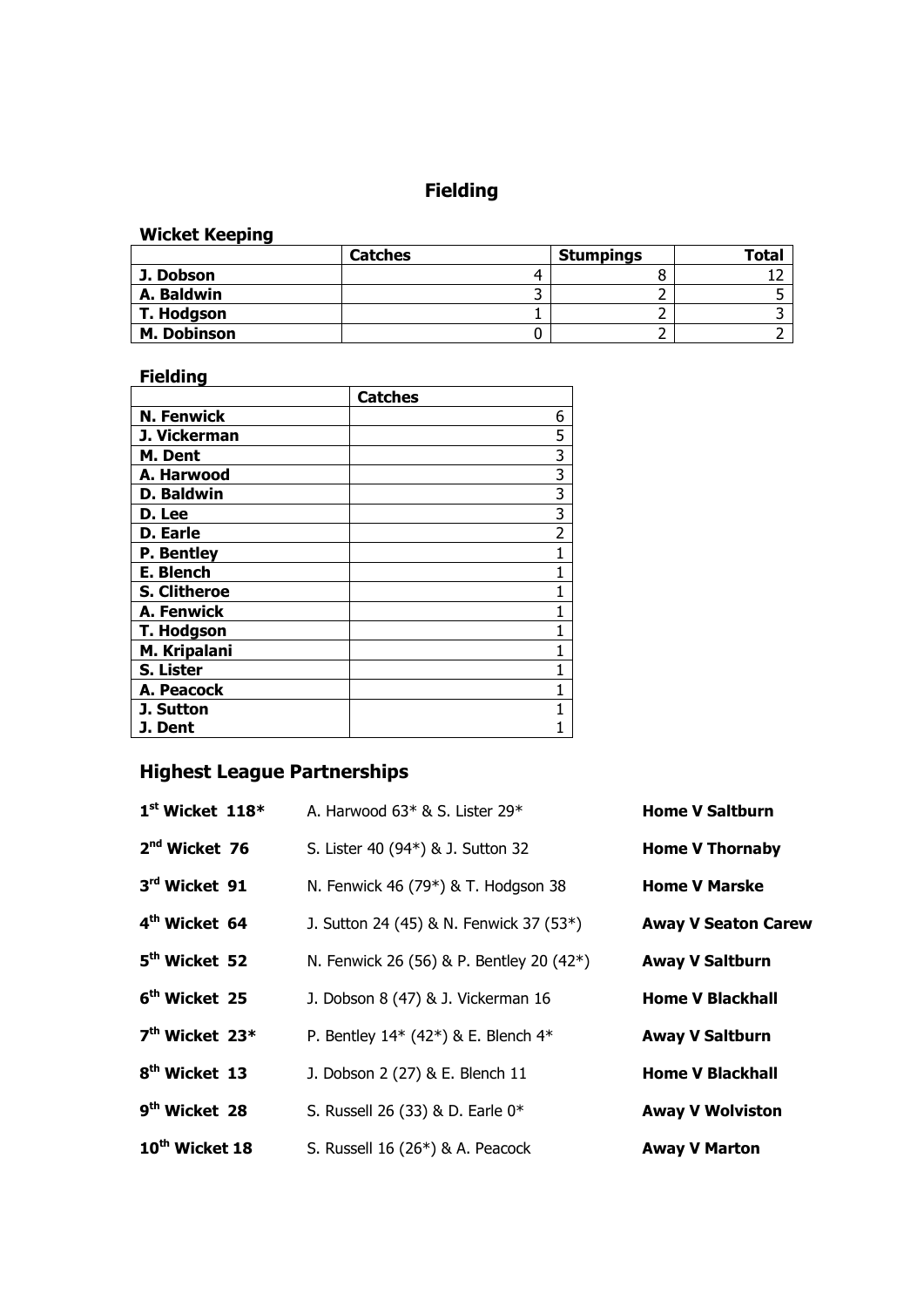# Fielding

### Wicket Keeping

| | Catches | Stumpings | Total |
|---|---|---|---|
| **J. Dobson** | 4 | 8 | 12 |
| **A. Baldwin** | 3 | 2 | 5 |
| **T. Hodgson** | 1 | 2 | 3 |
| **M. Dobinson** | 0 | 2 | 2 |

### Fielding

| | Catches |
|---|---|
| **N. Fenwick** | 6 |
| **J. Vickerman** | 5 |
| **M. Dent** | 3 |
| **A. Harwood** | 3 |
| **D. Baldwin** | 3 |
| **D. Lee** | 3 |
| **D. Earle** | 2 |
| **P. Bentley** | 1 |
| **E. Blench** | 1 |
| **S. Clitheroe** | 1 |
| **A. Fenwick** | 1 |
| **T. Hodgson** | 1 |
| **M. Kripalani** | 1 |
| **S. Lister** | 1 |
| **A. Peacock** | 1 |
| **J. Sutton** | 1 |
| **J. Dent** | 1 |

## Highest League Partnerships

| | | |
|---|---|---|
| **1st Wicket 118*** | A. Harwood 63* & S. Lister 29* | **Home V Saltburn** |
| **2nd Wicket 76** | S. Lister 40 (94*) & J. Sutton 32 | **Home V Thornaby** |
| **3rd Wicket 91** | N. Fenwick 46 (79*) & T. Hodgson 38 | **Home V Marske** |
| **4th Wicket 64** | J. Sutton 24 (45) & N. Fenwick 37 (53*) | **Away V Seaton Carew** |
| **5th Wicket 52** | N. Fenwick 26 (56) & P. Bentley 20 (42*) | **Away V Saltburn** |
| **6th Wicket 25** | J. Dobson 8 (47) & J. Vickerman 16 | **Home V Blackhall** |
| **7th Wicket 23*** | P. Bentley 14* (42*) & E. Blench 4* | **Away V Saltburn** |
| **8th Wicket 13** | J. Dobson 2 (27) & E. Blench 11 | **Home V Blackhall** |
| **9th Wicket 28** | S. Russell 26 (33) & D. Earle 0* | **Away V Wolviston** |
| **10th Wicket 18** | S. Russell 16 (26*) & A. Peacock | **Away V Marton** |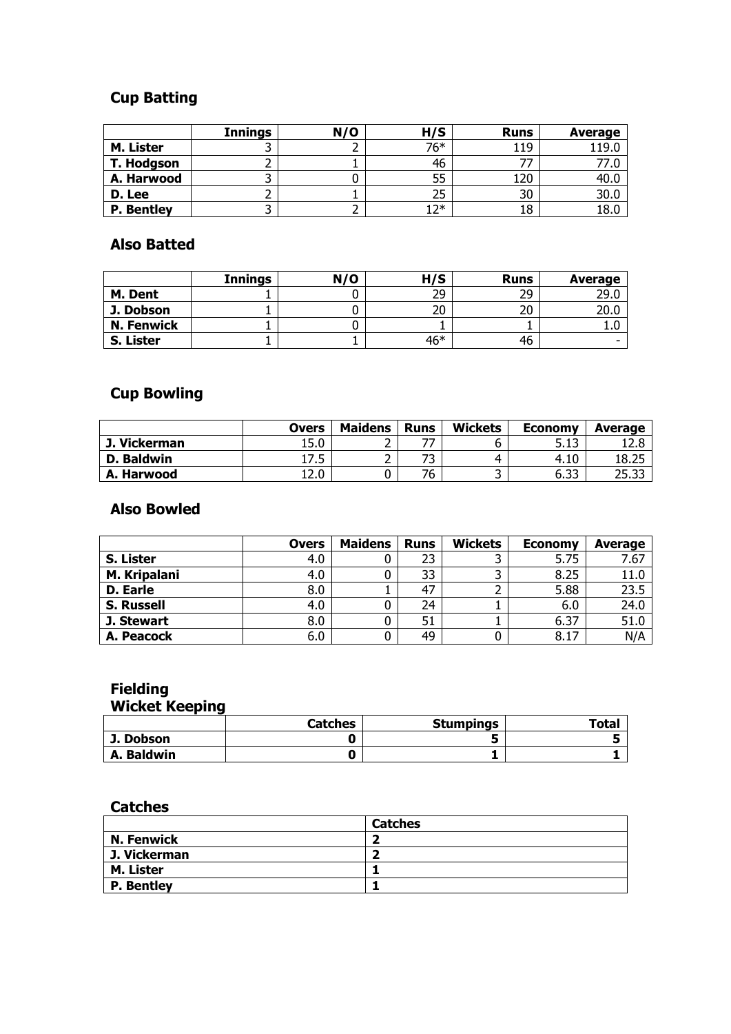## Cup Batting

| | Innings | N/O | H/S | Runs | Average |
|---|---|---|---|---|---|
| **M. Lister** | 3 | 2 | 76* | 119 | 119.0 |
| **T. Hodgson** | 2 | 1 | 46 | 77 | 77.0 |
| **A. Harwood** | 3 | 0 | 55 | 120 | 40.0 |
| **D. Lee** | 2 | 1 | 25 | 30 | 30.0 |
| **P. Bentley** | 3 | 2 | 12* | 18 | 18.0 |

## Also Batted

| | Innings | N/O | H/S | Runs | Average |
|---|---|---|---|---|---|
| **M. Dent** | 1 | 0 | 29 | 29 | 29.0 |
| **J. Dobson** | 1 | 0 | 20 | 20 | 20.0 |
| **N. Fenwick** | 1 | 0 | 1 | 1 | 1.0 |
| **S. Lister** | 1 | 1 | 46* | 46 | - |

## Cup Bowling

| | Overs | Maidens | Runs | Wickets | Economy | Average |
|---|---|---|---|---|---|---|
| **J. Vickerman** | 15.0 | 2 | 77 | 6 | 5.13 | 12.8 |
| **D. Baldwin** | 17.5 | 2 | 73 | 4 | 4.10 | 18.25 |
| **A. Harwood** | 12.0 | 0 | 76 | 3 | 6.33 | 25.33 |

## Also Bowled

| | Overs | Maidens | Runs | Wickets | Economy | Average |
|---|---|---|---|---|---|---|
| **S. Lister** | 4.0 | 0 | 23 | 3 | 5.75 | 7.67 |
| **M. Kripalani** | 4.0 | 0 | 33 | 3 | 8.25 | 11.0 |
| **D. Earle** | 8.0 | 1 | 47 | 2 | 5.88 | 23.5 |
| **S. Russell** | 4.0 | 0 | 24 | 1 | 6.0 | 24.0 |
| **J. Stewart** | 8.0 | 0 | 51 | 1 | 6.37 | 51.0 |
| **A. Peacock** | 6.0 | 0 | 49 | 0 | 8.17 | N/A |

## Fielding

### Wicket Keeping

| | Catches | Stumpings | Total |
|---|---|---|---|
| **J. Dobson** | **0** | **5** | **5** |
| **A. Baldwin** | **0** | **1** | **1** |

### Catches

| | Catches |
|---|---|
| **N. Fenwick** | **2** |
| **J. Vickerman** | **2** |
| **M. Lister** | **1** |
| **P. Bentley** | **1** |